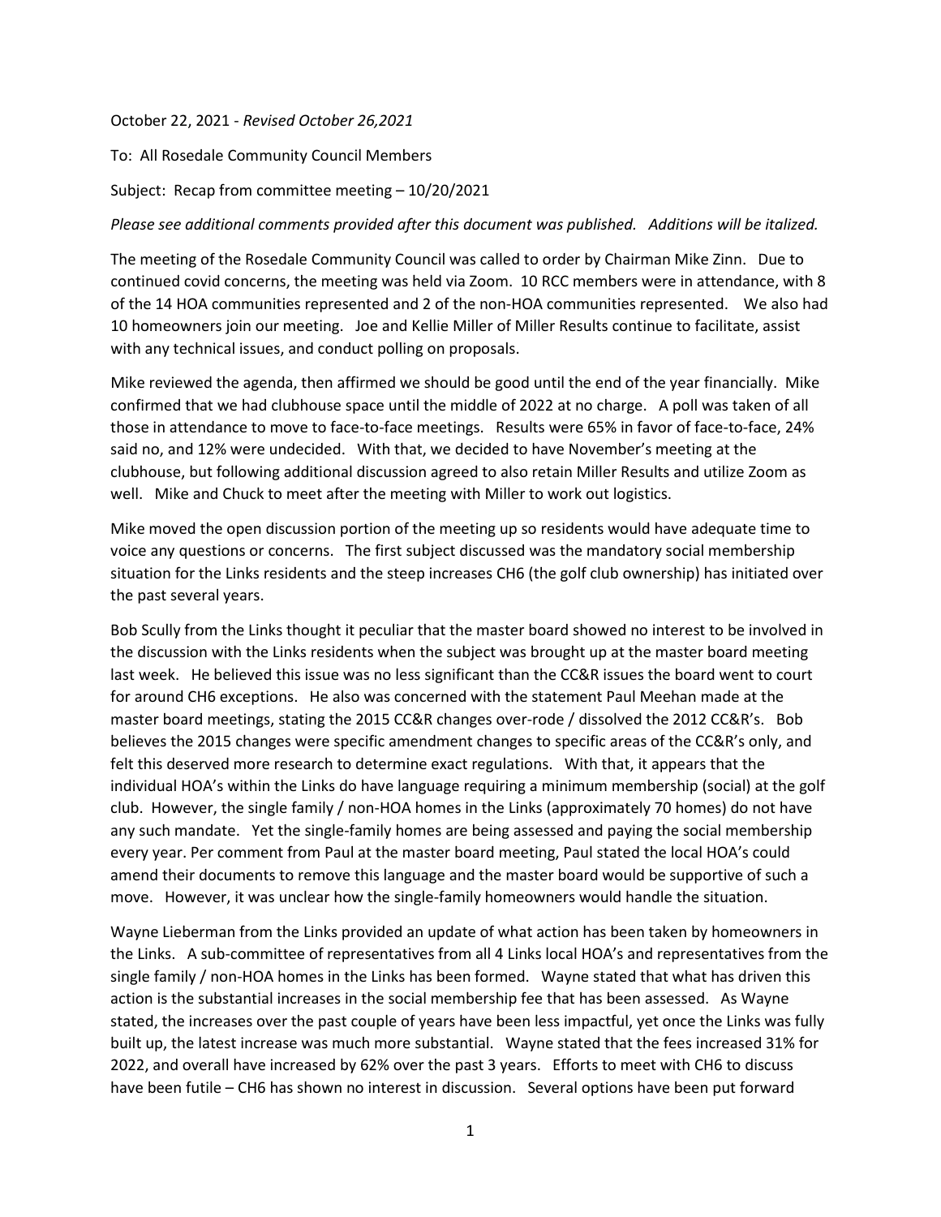October 22, 2021 - *Revised October 26,2021*

To: All Rosedale Community Council Members

Subject: Recap from committee meeting – 10/20/2021

*Please see additional comments provided after this document was published. Additions will be italized.*

The meeting of the Rosedale Community Council was called to order by Chairman Mike Zinn. Due to continued covid concerns, the meeting was held via Zoom. 10 RCC members were in attendance, with 8 of the 14 HOA communities represented and 2 of the non-HOA communities represented. We also had 10 homeowners join our meeting. Joe and Kellie Miller of Miller Results continue to facilitate, assist with any technical issues, and conduct polling on proposals.

Mike reviewed the agenda, then affirmed we should be good until the end of the year financially. Mike confirmed that we had clubhouse space until the middle of 2022 at no charge. A poll was taken of all those in attendance to move to face-to-face meetings. Results were 65% in favor of face-to-face, 24% said no, and 12% were undecided. With that, we decided to have November's meeting at the clubhouse, but following additional discussion agreed to also retain Miller Results and utilize Zoom as well. Mike and Chuck to meet after the meeting with Miller to work out logistics.

Mike moved the open discussion portion of the meeting up so residents would have adequate time to voice any questions or concerns. The first subject discussed was the mandatory social membership situation for the Links residents and the steep increases CH6 (the golf club ownership) has initiated over the past several years.

Bob Scully from the Links thought it peculiar that the master board showed no interest to be involved in the discussion with the Links residents when the subject was brought up at the master board meeting last week. He believed this issue was no less significant than the CC&R issues the board went to court for around CH6 exceptions. He also was concerned with the statement Paul Meehan made at the master board meetings, stating the 2015 CC&R changes over-rode / dissolved the 2012 CC&R's. Bob believes the 2015 changes were specific amendment changes to specific areas of the CC&R's only, and felt this deserved more research to determine exact regulations. With that, it appears that the individual HOA's within the Links do have language requiring a minimum membership (social) at the golf club. However, the single family / non-HOA homes in the Links (approximately 70 homes) do not have any such mandate. Yet the single-family homes are being assessed and paying the social membership every year. Per comment from Paul at the master board meeting, Paul stated the local HOA's could amend their documents to remove this language and the master board would be supportive of such a move. However, it was unclear how the single-family homeowners would handle the situation.

Wayne Lieberman from the Links provided an update of what action has been taken by homeowners in the Links. A sub-committee of representatives from all 4 Links local HOA's and representatives from the single family / non-HOA homes in the Links has been formed. Wayne stated that what has driven this action is the substantial increases in the social membership fee that has been assessed. As Wayne stated, the increases over the past couple of years have been less impactful, yet once the Links was fully built up, the latest increase was much more substantial. Wayne stated that the fees increased 31% for 2022, and overall have increased by 62% over the past 3 years. Efforts to meet with CH6 to discuss have been futile – CH6 has shown no interest in discussion. Several options have been put forward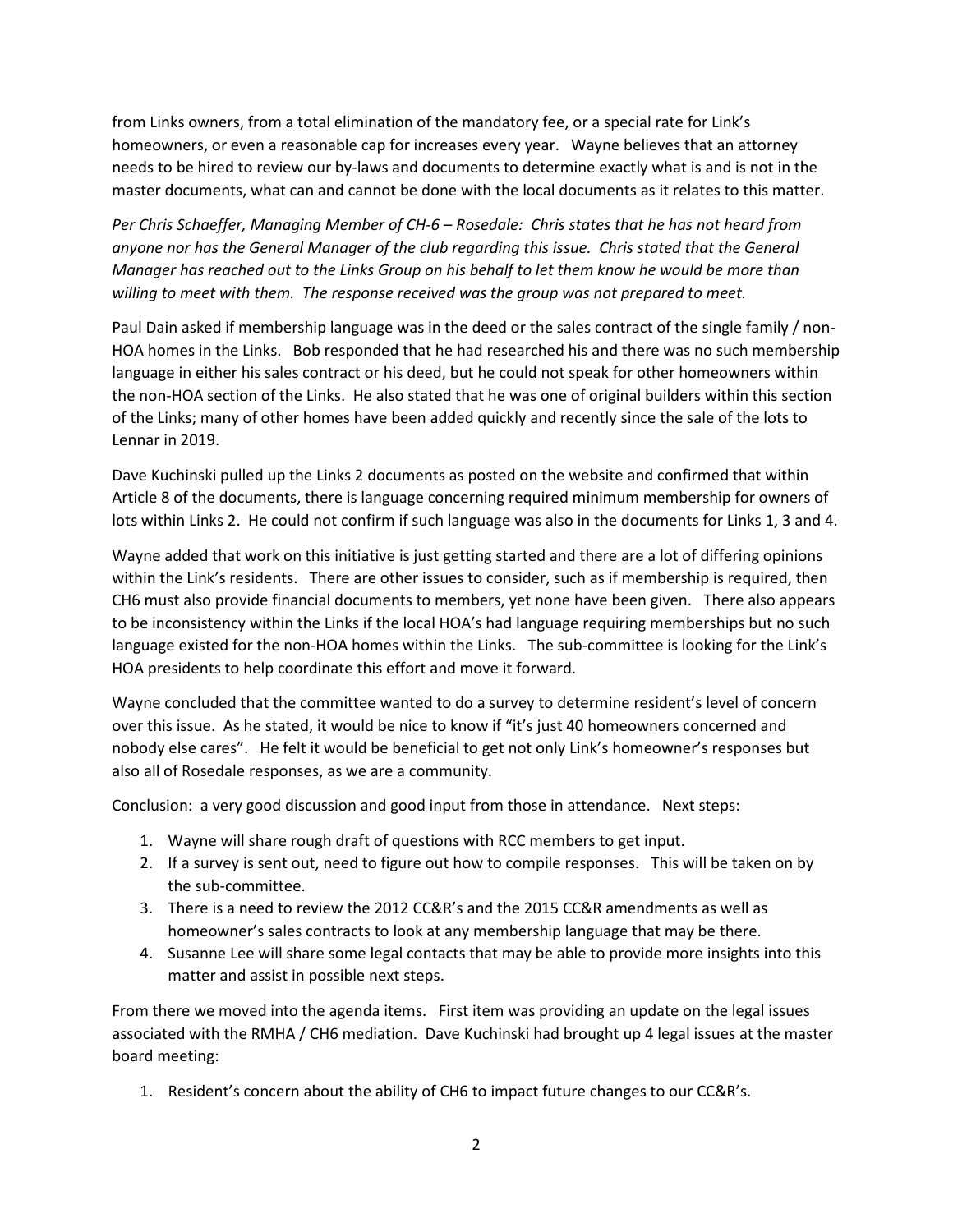from Links owners, from a total elimination of the mandatory fee, or a special rate for Link's homeowners, or even a reasonable cap for increases every year. Wayne believes that an attorney needs to be hired to review our by-laws and documents to determine exactly what is and is not in the master documents, what can and cannot be done with the local documents as it relates to this matter.

*Per Chris Schaeffer, Managing Member of CH-6 – Rosedale: Chris states that he has not heard from anyone nor has the General Manager of the club regarding this issue. Chris stated that the General Manager has reached out to the Links Group on his behalf to let them know he would be more than willing to meet with them. The response received was the group was not prepared to meet.*

Paul Dain asked if membership language was in the deed or the sales contract of the single family / non-HOA homes in the Links. Bob responded that he had researched his and there was no such membership language in either his sales contract or his deed, but he could not speak for other homeowners within the non-HOA section of the Links. He also stated that he was one of original builders within this section of the Links; many of other homes have been added quickly and recently since the sale of the lots to Lennar in 2019.

Dave Kuchinski pulled up the Links 2 documents as posted on the website and confirmed that within Article 8 of the documents, there is language concerning required minimum membership for owners of lots within Links 2. He could not confirm if such language was also in the documents for Links 1, 3 and 4.

Wayne added that work on this initiative is just getting started and there are a lot of differing opinions within the Link's residents. There are other issues to consider, such as if membership is required, then CH6 must also provide financial documents to members, yet none have been given. There also appears to be inconsistency within the Links if the local HOA's had language requiring memberships but no such language existed for the non-HOA homes within the Links. The sub-committee is looking for the Link's HOA presidents to help coordinate this effort and move it forward.

Wayne concluded that the committee wanted to do a survey to determine resident's level of concern over this issue. As he stated, it would be nice to know if "it's just 40 homeowners concerned and nobody else cares". He felt it would be beneficial to get not only Link's homeowner's responses but also all of Rosedale responses, as we are a community.

Conclusion: a very good discussion and good input from those in attendance. Next steps:

1. Wayne will share rough draft of questions with RCC members to get input.
2. If a survey is sent out, need to figure out how to compile responses. This will be taken on by the sub-committee.
3. There is a need to review the 2012 CC&R's and the 2015 CC&R amendments as well as homeowner's sales contracts to look at any membership language that may be there.
4. Susanne Lee will share some legal contacts that may be able to provide more insights into this matter and assist in possible next steps.

From there we moved into the agenda items. First item was providing an update on the legal issues associated with the RMHA / CH6 mediation. Dave Kuchinski had brought up 4 legal issues at the master board meeting:

1. Resident's concern about the ability of CH6 to impact future changes to our CC&R's.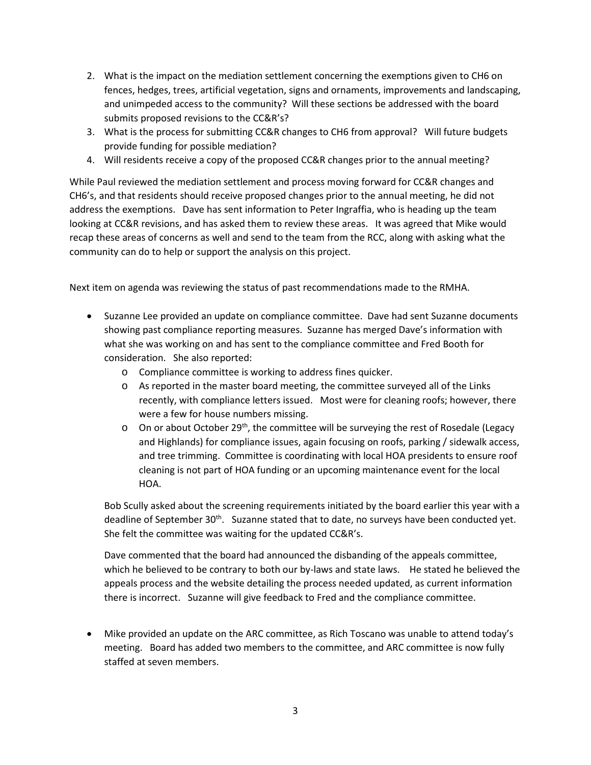2. What is the impact on the mediation settlement concerning the exemptions given to CH6 on fences, hedges, trees, artificial vegetation, signs and ornaments, improvements and landscaping, and unimpeded access to the community? Will these sections be addressed with the board submits proposed revisions to the CC&R's?
3. What is the process for submitting CC&R changes to CH6 from approval? Will future budgets provide funding for possible mediation?
4. Will residents receive a copy of the proposed CC&R changes prior to the annual meeting?

While Paul reviewed the mediation settlement and process moving forward for CC&R changes and CH6's, and that residents should receive proposed changes prior to the annual meeting, he did not address the exemptions. Dave has sent information to Peter Ingraffia, who is heading up the team looking at CC&R revisions, and has asked them to review these areas. It was agreed that Mike would recap these areas of concerns as well and send to the team from the RCC, along with asking what the community can do to help or support the analysis on this project.

Next item on agenda was reviewing the status of past recommendations made to the RMHA.

- Suzanne Lee provided an update on compliance committee. Dave had sent Suzanne documents showing past compliance reporting measures. Suzanne has merged Dave's information with what she was working on and has sent to the compliance committee and Fred Booth for consideration. She also reported:
  - Compliance committee is working to address fines quicker.
  - As reported in the master board meeting, the committee surveyed all of the Links recently, with compliance letters issued. Most were for cleaning roofs; however, there were a few for house numbers missing.
  - On or about October 29th, the committee will be surveying the rest of Rosedale (Legacy and Highlands) for compliance issues, again focusing on roofs, parking / sidewalk access, and tree trimming. Committee is coordinating with local HOA presidents to ensure roof cleaning is not part of HOA funding or an upcoming maintenance event for the local HOA.

  Bob Scully asked about the screening requirements initiated by the board earlier this year with a deadline of September 30th. Suzanne stated that to date, no surveys have been conducted yet. She felt the committee was waiting for the updated CC&R's.

  Dave commented that the board had announced the disbanding of the appeals committee, which he believed to be contrary to both our by-laws and state laws. He stated he believed the appeals process and the website detailing the process needed updated, as current information there is incorrect. Suzanne will give feedback to Fred and the compliance committee.

- Mike provided an update on the ARC committee, as Rich Toscano was unable to attend today's meeting. Board has added two members to the committee, and ARC committee is now fully staffed at seven members.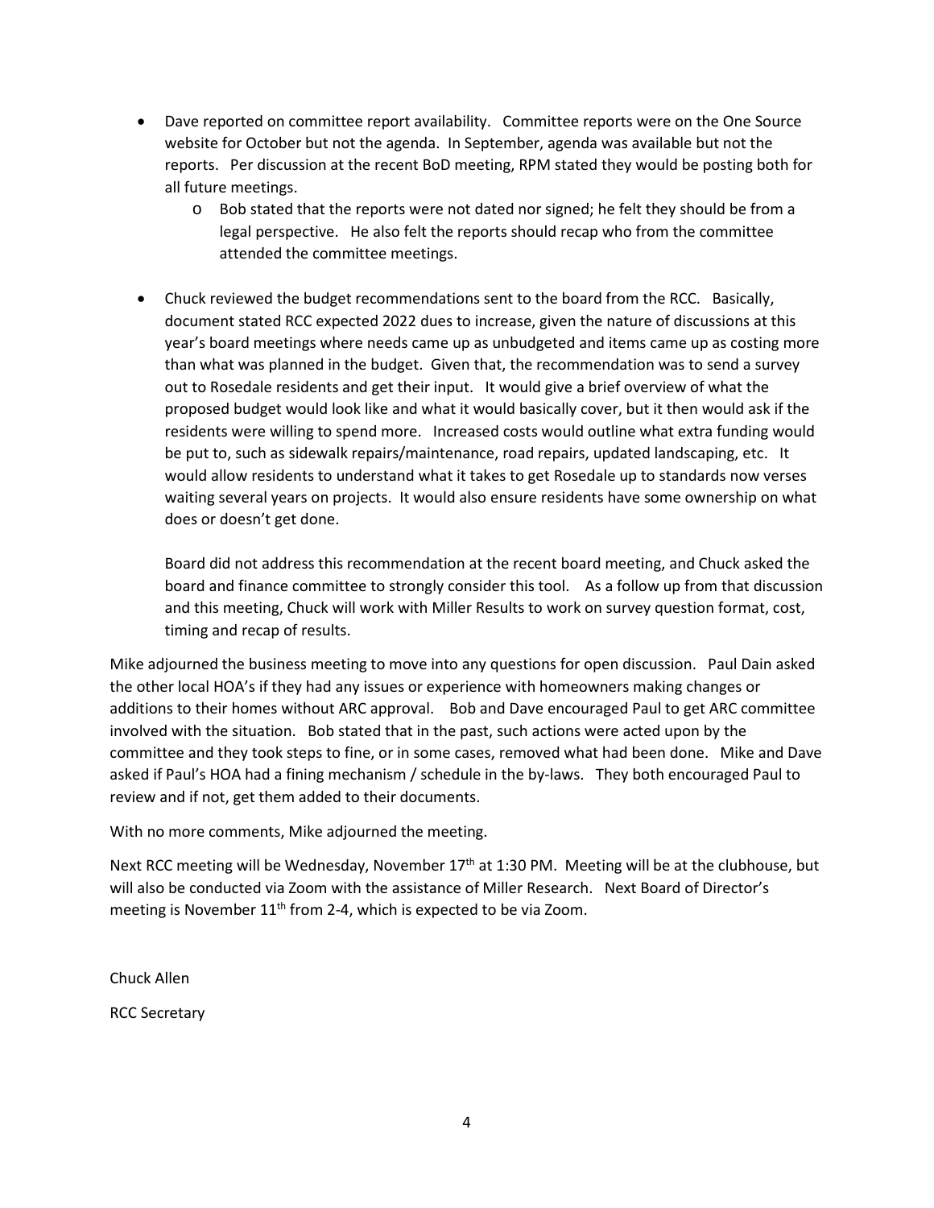- Dave reported on committee report availability. Committee reports were on the One Source website for October but not the agenda. In September, agenda was available but not the reports. Per discussion at the recent BoD meeting, RPM stated they would be posting both for all future meetings.
  - Bob stated that the reports were not dated nor signed; he felt they should be from a legal perspective. He also felt the reports should recap who from the committee attended the committee meetings.

- Chuck reviewed the budget recommendations sent to the board from the RCC. Basically, document stated RCC expected 2022 dues to increase, given the nature of discussions at this year's board meetings where needs came up as unbudgeted and items came up as costing more than what was planned in the budget. Given that, the recommendation was to send a survey out to Rosedale residents and get their input. It would give a brief overview of what the proposed budget would look like and what it would basically cover, but it then would ask if the residents were willing to spend more. Increased costs would outline what extra funding would be put to, such as sidewalk repairs/maintenance, road repairs, updated landscaping, etc. It would allow residents to understand what it takes to get Rosedale up to standards now verses waiting several years on projects. It would also ensure residents have some ownership on what does or doesn't get done.

  Board did not address this recommendation at the recent board meeting, and Chuck asked the board and finance committee to strongly consider this tool. As a follow up from that discussion and this meeting, Chuck will work with Miller Results to work on survey question format, cost, timing and recap of results.

Mike adjourned the business meeting to move into any questions for open discussion. Paul Dain asked the other local HOA's if they had any issues or experience with homeowners making changes or additions to their homes without ARC approval. Bob and Dave encouraged Paul to get ARC committee involved with the situation. Bob stated that in the past, such actions were acted upon by the committee and they took steps to fine, or in some cases, removed what had been done. Mike and Dave asked if Paul's HOA had a fining mechanism / schedule in the by-laws. They both encouraged Paul to review and if not, get them added to their documents.

With no more comments, Mike adjourned the meeting.

Next RCC meeting will be Wednesday, November 17th at 1:30 PM. Meeting will be at the clubhouse, but will also be conducted via Zoom with the assistance of Miller Research. Next Board of Director's meeting is November 11th from 2-4, which is expected to be via Zoom.

Chuck Allen

RCC Secretary